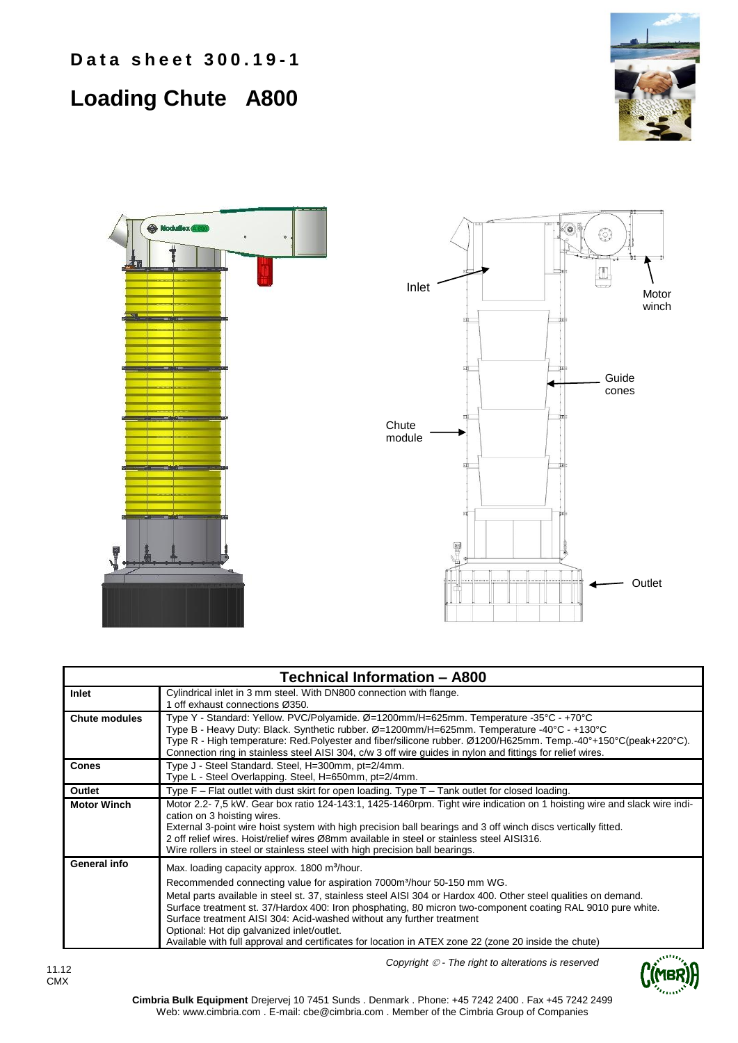**Data sheet 300.19-1**

# Loading Chute A800

Inlet

Motor winch

Guide cones

Chute module

Outlet

| Technical Information – A800 | |
|---|---|
| **Inlet** | Cylindrical inlet in 3 mm steel. With DN800 connection with flange.<br>1 off exhaust connections Ø350. |
| **Chute modules** | Type Y - Standard: Yellow. PVC/Polyamide. Ø=1200mm/H=625mm. Temperature -35°C - +70°C<br>Type B - Heavy Duty: Black. Synthetic rubber. Ø=1200mm/H=625mm. Temperature -40°C - +130°C<br>Type R - High temperature: Red.Polyester and fiber/silicone rubber. Ø1200/H625mm. Temp.-40°+150°C(peak+220°C).<br>Connection ring in stainless steel AISI 304, c/w 3 off wire guides in nylon and fittings for relief wires. |
| **Cones** | Type J - Steel Standard. Steel, H=300mm, pt=2/4mm.<br>Type L - Steel Overlapping. Steel, H=650mm, pt=2/4mm. |
| **Outlet** | Type F – Flat outlet with dust skirt for open loading. Type T – Tank outlet for closed loading. |
| **Motor Winch** | Motor 2.2- 7,5 kW. Gear box ratio 124-143:1, 1425-1460rpm. Tight wire indication on 1 hoisting wire and slack wire indication on 3 hoisting wires.<br>External 3-point wire hoist system with high precision ball bearings and 3 off winch discs vertically fitted.<br>2 off relief wires. Hoist/relief wires Ø8mm available in steel or stainless steel AISI316.<br>Wire rollers in steel or stainless steel with high precision ball bearings. |
| **General info** | Max. loading capacity approx. 1800 m³/hour.<br>Recommended connecting value for aspiration 7000m³/hour 50-150 mm WG.<br>Metal parts available in steel st. 37, stainless steel AISI 304 or Hardox 400. Other steel qualities on demand.<br>Surface treatment st. 37/Hardox 400: Iron phosphating, 80 micron two-component coating RAL 9010 pure white.<br>Surface treatment AISI 304: Acid-washed without any further treatment<br>Optional: Hot dip galvanized inlet/outlet.<br>Available with full approval and certificates for location in ATEX zone 22 (zone 20 inside the chute) |

11.12
CMX

*Copyright © - The right to alterations is reserved*

**Cimbria Bulk Equipment** Drejervej 10 7451 Sunds . Denmark . Phone: +45 7242 2400 . Fax +45 7242 2499
Web: www.cimbria.com . E-mail: cbe@cimbria.com . Member of the Cimbria Group of Companies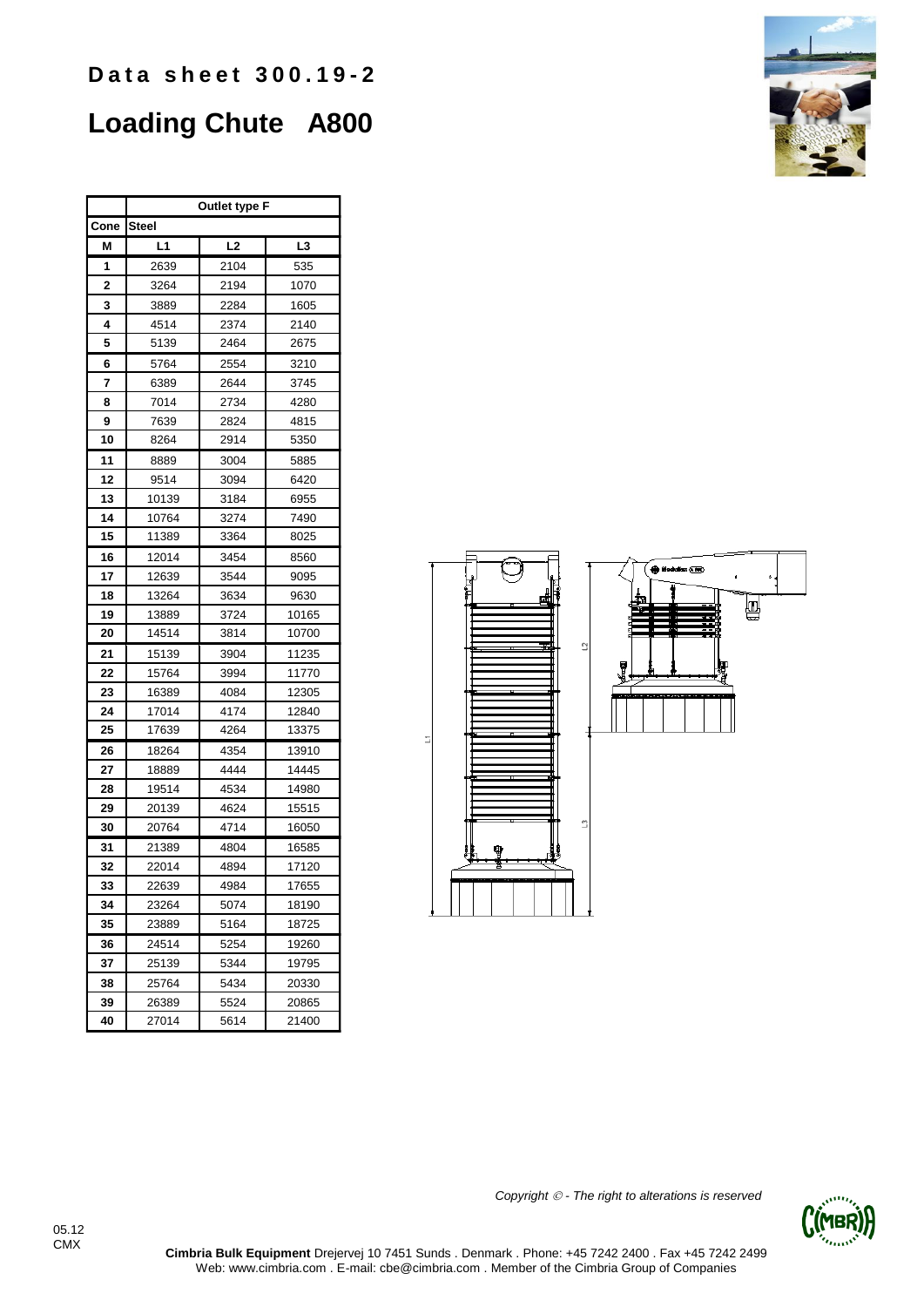# Data sheet 300.19-2

# Loading Chute A800

| | Outlet type F | | |
|---|---|---|---|
| Cone | Steel | | |
| M | L1 | L2 | L3 |
| 1 | 2639 | 2104 | 535 |
| 2 | 3264 | 2194 | 1070 |
| 3 | 3889 | 2284 | 1605 |
| 4 | 4514 | 2374 | 2140 |
| 5 | 5139 | 2464 | 2675 |
| 6 | 5764 | 2554 | 3210 |
| 7 | 6389 | 2644 | 3745 |
| 8 | 7014 | 2734 | 4280 |
| 9 | 7639 | 2824 | 4815 |
| 10 | 8264 | 2914 | 5350 |
| 11 | 8889 | 3004 | 5885 |
| 12 | 9514 | 3094 | 6420 |
| 13 | 10139 | 3184 | 6955 |
| 14 | 10764 | 3274 | 7490 |
| 15 | 11389 | 3364 | 8025 |
| 16 | 12014 | 3454 | 8560 |
| 17 | 12639 | 3544 | 9095 |
| 18 | 13264 | 3634 | 9630 |
| 19 | 13889 | 3724 | 10165 |
| 20 | 14514 | 3814 | 10700 |
| 21 | 15139 | 3904 | 11235 |
| 22 | 15764 | 3994 | 11770 |
| 23 | 16389 | 4084 | 12305 |
| 24 | 17014 | 4174 | 12840 |
| 25 | 17639 | 4264 | 13375 |
| 26 | 18264 | 4354 | 13910 |
| 27 | 18889 | 4444 | 14445 |
| 28 | 19514 | 4534 | 14980 |
| 29 | 20139 | 4624 | 15515 |
| 30 | 20764 | 4714 | 16050 |
| 31 | 21389 | 4804 | 16585 |
| 32 | 22014 | 4894 | 17120 |
| 33 | 22639 | 4984 | 17655 |
| 34 | 23264 | 5074 | 18190 |
| 35 | 23889 | 5164 | 18725 |
| 36 | 24514 | 5254 | 19260 |
| 37 | 25139 | 5344 | 19795 |
| 38 | 25764 | 5434 | 20330 |
| 39 | 26389 | 5524 | 20865 |
| 40 | 27014 | 5614 | 21400 |

L1

L2

L3

*Copyright © - The right to alterations is reserved*

05.12
CMX

**Cimbria Bulk Equipment** Drejervej 10 7451 Sunds . Denmark . Phone: +45 7242 2400 . Fax +45 7242 2499
Web: www.cimbria.com . E-mail: cbe@cimbria.com . Member of the Cimbria Group of Companies